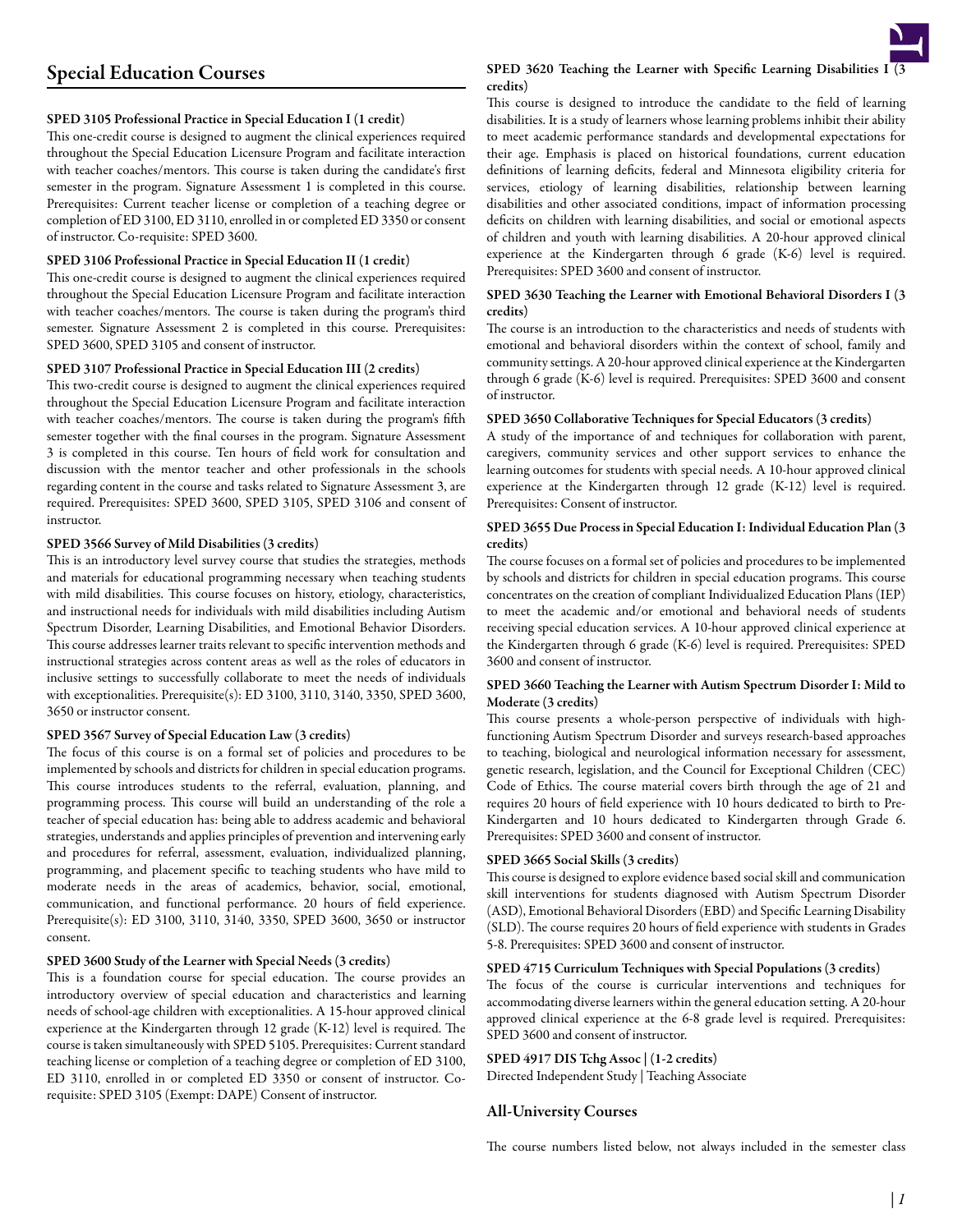## Special Education Courses

**SPED 3105 Professional Practice in Special Education I (1 credit)**
This one-credit course is designed to augment the clinical experiences required throughout the Special Education Licensure Program and facilitate interaction with teacher coaches/mentors. This course is taken during the candidate's first semester in the program. Signature Assessment 1 is completed in this course. Prerequisites: Current teacher license or completion of a teaching degree or completion of ED 3100, ED 3110, enrolled in or completed ED 3350 or consent of instructor. Co-requisite: SPED 3600.

**SPED 3106 Professional Practice in Special Education II (1 credit)**
This one-credit course is designed to augment the clinical experiences required throughout the Special Education Licensure Program and facilitate interaction with teacher coaches/mentors. The course is taken during the program's third semester. Signature Assessment 2 is completed in this course. Prerequisites: SPED 3600, SPED 3105 and consent of instructor.

**SPED 3107 Professional Practice in Special Education III (2 credits)**
This two-credit course is designed to augment the clinical experiences required throughout the Special Education Licensure Program and facilitate interaction with teacher coaches/mentors. The course is taken during the program's fifth semester together with the final courses in the program. Signature Assessment 3 is completed in this course. Ten hours of field work for consultation and discussion with the mentor teacher and other professionals in the schools regarding content in the course and tasks related to Signature Assessment 3, are required. Prerequisites: SPED 3600, SPED 3105, SPED 3106 and consent of instructor.

**SPED 3566 Survey of Mild Disabilities (3 credits)**
This is an introductory level survey course that studies the strategies, methods and materials for educational programming necessary when teaching students with mild disabilities. This course focuses on history, etiology, characteristics, and instructional needs for individuals with mild disabilities including Autism Spectrum Disorder, Learning Disabilities, and Emotional Behavior Disorders. This course addresses learner traits relevant to specific intervention methods and instructional strategies across content areas as well as the roles of educators in inclusive settings to successfully collaborate to meet the needs of individuals with exceptionalities. Prerequisite(s): ED 3100, 3110, 3140, 3350, SPED 3600, 3650 or instructor consent.

**SPED 3567 Survey of Special Education Law (3 credits)**
The focus of this course is on a formal set of policies and procedures to be implemented by schools and districts for children in special education programs. This course introduces students to the referral, evaluation, planning, and programming process. This course will build an understanding of the role a teacher of special education has: being able to address academic and behavioral strategies, understands and applies principles of prevention and intervening early and procedures for referral, assessment, evaluation, individualized planning, programming, and placement specific to teaching students who have mild to moderate needs in the areas of academics, behavior, social, emotional, communication, and functional performance. 20 hours of field experience. Prerequisite(s): ED 3100, 3110, 3140, 3350, SPED 3600, 3650 or instructor consent.

**SPED 3600 Study of the Learner with Special Needs (3 credits)**
This is a foundation course for special education. The course provides an introductory overview of special education and characteristics and learning needs of school-age children with exceptionalities. A 15-hour approved clinical experience at the Kindergarten through 12 grade (K-12) level is required. The course is taken simultaneously with SPED 5105. Prerequisites: Current standard teaching license or completion of a teaching degree or completion of ED 3100, ED 3110, enrolled in or completed ED 3350 or consent of instructor. Co-requisite: SPED 3105 (Exempt: DAPE) Consent of instructor.

**SPED 3620 Teaching the Learner with Specific Learning Disabilities I (3 credits)**
This course is designed to introduce the candidate to the field of learning disabilities. It is a study of learners whose learning problems inhibit their ability to meet academic performance standards and developmental expectations for their age. Emphasis is placed on historical foundations, current education definitions of learning deficits, federal and Minnesota eligibility criteria for services, etiology of learning disabilities, relationship between learning disabilities and other associated conditions, impact of information processing deficits on children with learning disabilities, and social or emotional aspects of children and youth with learning disabilities. A 20-hour approved clinical experience at the Kindergarten through 6 grade (K-6) level is required. Prerequisites: SPED 3600 and consent of instructor.

**SPED 3630 Teaching the Learner with Emotional Behavioral Disorders I (3 credits)**
The course is an introduction to the characteristics and needs of students with emotional and behavioral disorders within the context of school, family and community settings. A 20-hour approved clinical experience at the Kindergarten through 6 grade (K-6) level is required. Prerequisites: SPED 3600 and consent of instructor.

**SPED 3650 Collaborative Techniques for Special Educators (3 credits)**
A study of the importance of and techniques for collaboration with parent, caregivers, community services and other support services to enhance the learning outcomes for students with special needs. A 10-hour approved clinical experience at the Kindergarten through 12 grade (K-12) level is required. Prerequisites: Consent of instructor.

**SPED 3655 Due Process in Special Education I: Individual Education Plan (3 credits)**
The course focuses on a formal set of policies and procedures to be implemented by schools and districts for children in special education programs. This course concentrates on the creation of compliant Individualized Education Plans (IEP) to meet the academic and/or emotional and behavioral needs of students receiving special education services. A 10-hour approved clinical experience at the Kindergarten through 6 grade (K-6) level is required. Prerequisites: SPED 3600 and consent of instructor.

**SPED 3660 Teaching the Learner with Autism Spectrum Disorder I: Mild to Moderate (3 credits)**
This course presents a whole-person perspective of individuals with high-functioning Autism Spectrum Disorder and surveys research-based approaches to teaching, biological and neurological information necessary for assessment, genetic research, legislation, and the Council for Exceptional Children (CEC) Code of Ethics. The course material covers birth through the age of 21 and requires 20 hours of field experience with 10 hours dedicated to birth to Pre-Kindergarten and 10 hours dedicated to Kindergarten through Grade 6. Prerequisites: SPED 3600 and consent of instructor.

**SPED 3665 Social Skills (3 credits)**
This course is designed to explore evidence based social skill and communication skill interventions for students diagnosed with Autism Spectrum Disorder (ASD), Emotional Behavioral Disorders (EBD) and Specific Learning Disability (SLD). The course requires 20 hours of field experience with students in Grades 5-8. Prerequisites: SPED 3600 and consent of instructor.

**SPED 4715 Curriculum Techniques with Special Populations (3 credits)**
The focus of the course is curricular interventions and techniques for accommodating diverse learners within the general education setting. A 20-hour approved clinical experience at the 6-8 grade level is required. Prerequisites: SPED 3600 and consent of instructor.

**SPED 4917 DIS Tchg Assoc | (1-2 credits)**
Directed Independent Study | Teaching Associate

### All-University Courses

The course numbers listed below, not always included in the semester class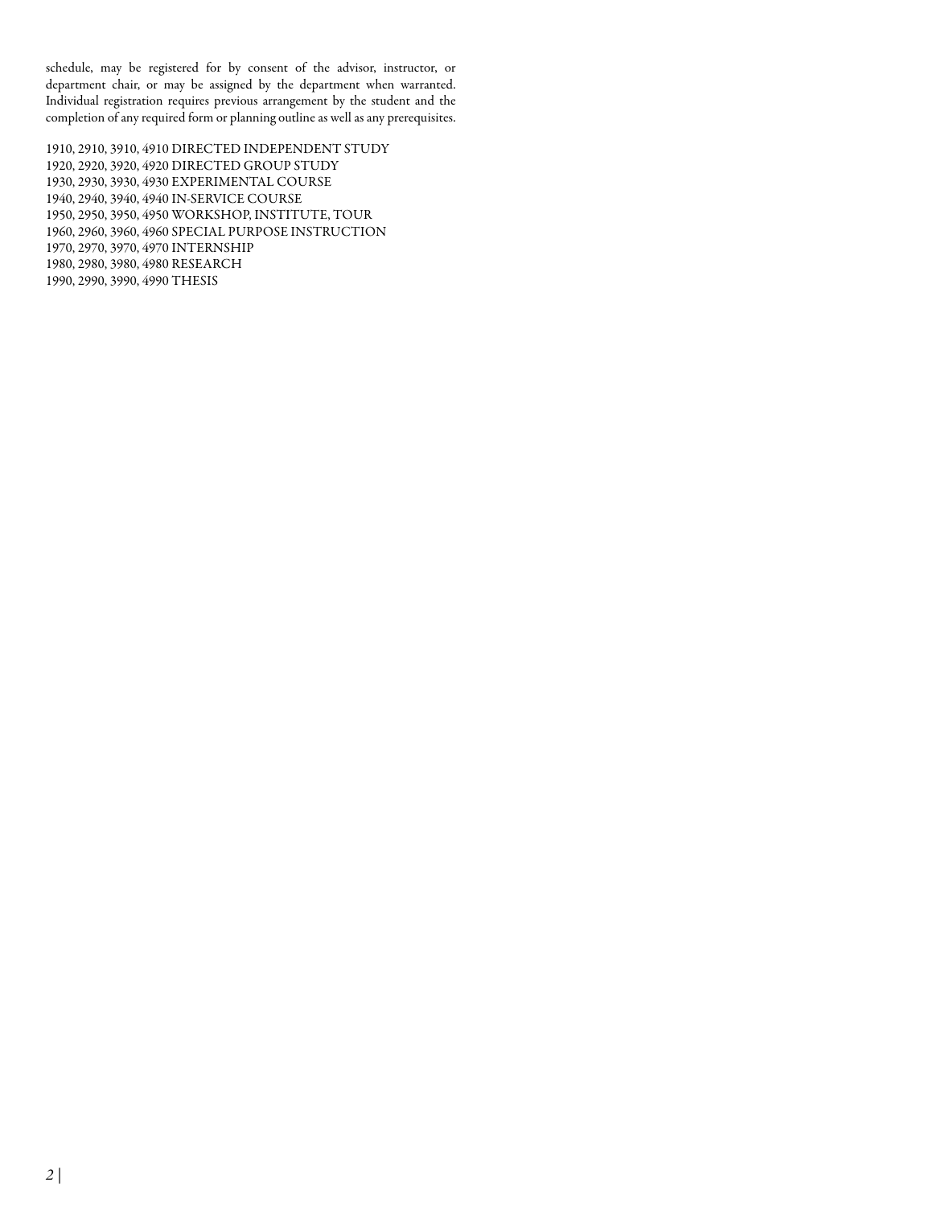schedule, may be registered for by consent of the advisor, instructor, or department chair, or may be assigned by the department when warranted. Individual registration requires previous arrangement by the student and the completion of any required form or planning outline as well as any prerequisites.

1910, 2910, 3910, 4910 DIRECTED INDEPENDENT STUDY
1920, 2920, 3920, 4920 DIRECTED GROUP STUDY
1930, 2930, 3930, 4930 EXPERIMENTAL COURSE
1940, 2940, 3940, 4940 IN-SERVICE COURSE
1950, 2950, 3950, 4950 WORKSHOP, INSTITUTE, TOUR
1960, 2960, 3960, 4960 SPECIAL PURPOSE INSTRUCTION
1970, 2970, 3970, 4970 INTERNSHIP
1980, 2980, 3980, 4980 RESEARCH
1990, 2990, 3990, 4990 THESIS